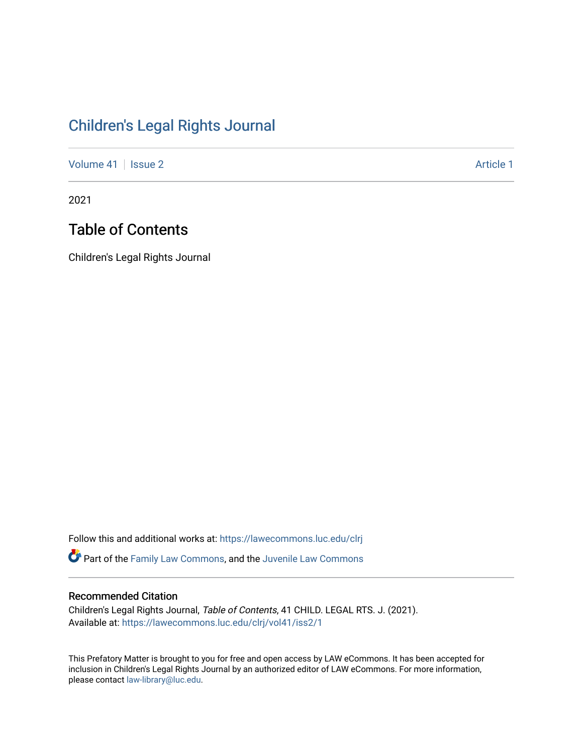# Children's Legal Rights Journal

Volume 41 | Issue 2 | Article 1

2021

## Table of Contents

Children's Legal Rights Journal

Follow this and additional works at: https://lawecommons.luc.edu/clrj

Part of the Family Law Commons, and the Juvenile Law Commons

### Recommended Citation

Children's Legal Rights Journal, *Table of Contents*, 41 CHILD. LEGAL RTS. J. (2021).
Available at: https://lawecommons.luc.edu/clrj/vol41/iss2/1

This Prefatory Matter is brought to you for free and open access by LAW eCommons. It has been accepted for inclusion in Children's Legal Rights Journal by an authorized editor of LAW eCommons. For more information, please contact law-library@luc.edu.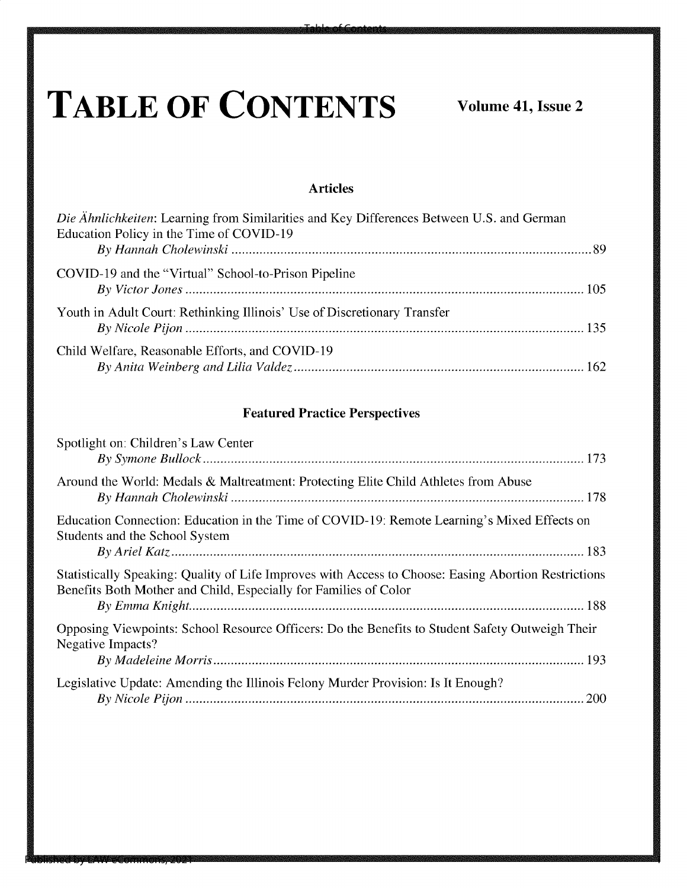# TABLE OF CONTENTS

**Volume 41, Issue 2**

## Articles

*Die Ähnlichkeiten*: Learning from Similarities and Key Differences Between U.S. and German Education Policy in the Time of COVID-19
*By Hannah Cholewinski* .......... 89

COVID-19 and the "Virtual" School-to-Prison Pipeline
*By Victor Jones* .......... 105

Youth in Adult Court: Rethinking Illinois' Use of Discretionary Transfer
*By Nicole Pijon* .......... 135

Child Welfare, Reasonable Efforts, and COVID-19
*By Anita Weinberg and Lilia Valdez* .......... 162

## Featured Practice Perspectives

Spotlight on: Children's Law Center
*By Symone Bullock* .......... 173

Around the World: Medals & Maltreatment: Protecting Elite Child Athletes from Abuse
*By Hannah Cholewinski* .......... 178

Education Connection: Education in the Time of COVID-19: Remote Learning's Mixed Effects on Students and the School System
*By Ariel Katz* .......... 183

Statistically Speaking: Quality of Life Improves with Access to Choose: Easing Abortion Restrictions Benefits Both Mother and Child, Especially for Families of Color
*By Emma Knight* .......... 188

Opposing Viewpoints: School Resource Officers: Do the Benefits to Student Safety Outweigh Their Negative Impacts?
*By Madeleine Morris* .......... 193

Legislative Update: Amending the Illinois Felony Murder Provision: Is It Enough?
*By Nicole Pijon* .......... 200